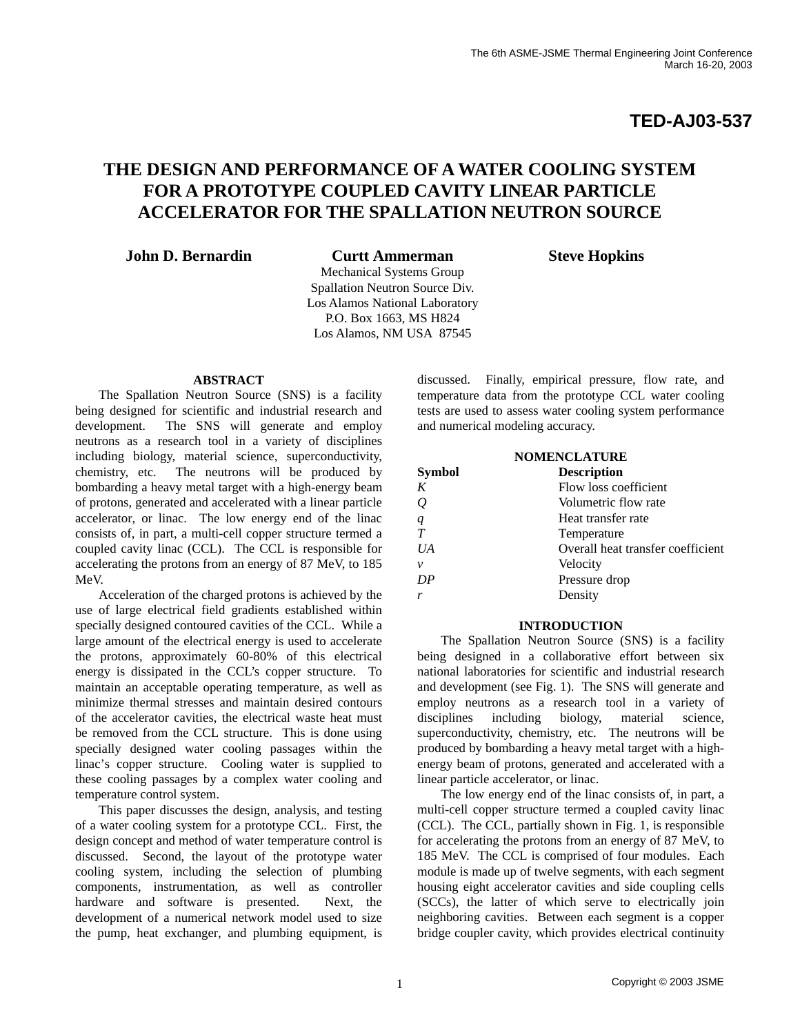The 6th ASME-JSME Thermal Engineering Joint Conference
March 16-20, 2003

**TED-AJ03-537**

# THE DESIGN AND PERFORMANCE OF A WATER COOLING SYSTEM FOR A PROTOTYPE COUPLED CAVITY LINEAR PARTICLE ACCELERATOR FOR THE SPALLATION NEUTRON SOURCE

**John D. Bernardin** **Curtt Ammerman** **Steve Hopkins**

Mechanical Systems Group
Spallation Neutron Source Div.
Los Alamos National Laboratory
P.O. Box 1663, MS H824
Los Alamos, NM USA 87545

## ABSTRACT

The Spallation Neutron Source (SNS) is a facility being designed for scientific and industrial research and development. The SNS will generate and employ neutrons as a research tool in a variety of disciplines including biology, material science, superconductivity, chemistry, etc. The neutrons will be produced by bombarding a heavy metal target with a high-energy beam of protons, generated and accelerated with a linear particle accelerator, or linac. The low energy end of the linac consists of, in part, a multi-cell copper structure termed a coupled cavity linac (CCL). The CCL is responsible for accelerating the protons from an energy of 87 MeV, to 185 MeV.

Acceleration of the charged protons is achieved by the use of large electrical field gradients established within specially designed contoured cavities of the CCL. While a large amount of the electrical energy is used to accelerate the protons, approximately 60-80% of this electrical energy is dissipated in the CCL's copper structure. To maintain an acceptable operating temperature, as well as minimize thermal stresses and maintain desired contours of the accelerator cavities, the electrical waste heat must be removed from the CCL structure. This is done using specially designed water cooling passages within the linac's copper structure. Cooling water is supplied to these cooling passages by a complex water cooling and temperature control system.

This paper discusses the design, analysis, and testing of a water cooling system for a prototype CCL. First, the design concept and method of water temperature control is discussed. Second, the layout of the prototype water cooling system, including the selection of plumbing components, instrumentation, as well as controller hardware and software is presented. Next, the development of a numerical network model used to size the pump, heat exchanger, and plumbing equipment, is discussed. Finally, empirical pressure, flow rate, and temperature data from the prototype CCL water cooling tests are used to assess water cooling system performance and numerical modeling accuracy.

## NOMENCLATURE

| Symbol | Description |
|---|---|
| $K$ | Flow loss coefficient |
| $Q$ | Volumetric flow rate |
| $q$ | Heat transfer rate |
| $T$ | Temperature |
| $UA$ | Overall heat transfer coefficient |
| $v$ | Velocity |
| $DP$ | Pressure drop |
| $r$ | Density |

## INTRODUCTION

The Spallation Neutron Source (SNS) is a facility being designed in a collaborative effort between six national laboratories for scientific and industrial research and development (see Fig. 1). The SNS will generate and employ neutrons as a research tool in a variety of disciplines including biology, material science, superconductivity, chemistry, etc. The neutrons will be produced by bombarding a heavy metal target with a high-energy beam of protons, generated and accelerated with a linear particle accelerator, or linac.

The low energy end of the linac consists of, in part, a multi-cell copper structure termed a coupled cavity linac (CCL). The CCL, partially shown in Fig. 1, is responsible for accelerating the protons from an energy of 87 MeV, to 185 MeV. The CCL is comprised of four modules. Each module is made up of twelve segments, with each segment housing eight accelerator cavities and side coupling cells (SCCs), the latter of which serve to electrically join neighboring cavities. Between each segment is a copper bridge coupler cavity, which provides electrical continuity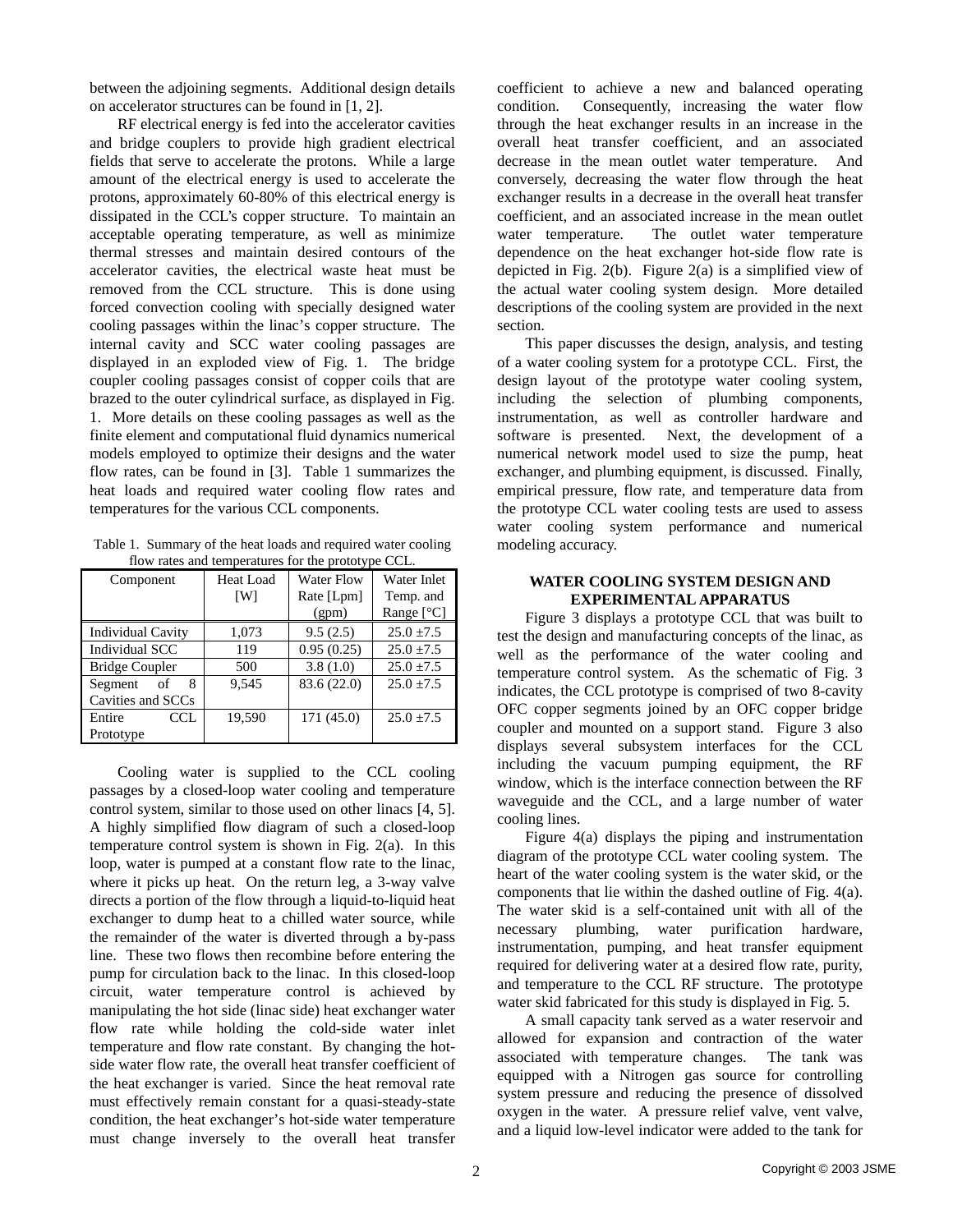between the adjoining segments. Additional design details on accelerator structures can be found in [1, 2].

RF electrical energy is fed into the accelerator cavities and bridge couplers to provide high gradient electrical fields that serve to accelerate the protons. While a large amount of the electrical energy is used to accelerate the protons, approximately 60-80% of this electrical energy is dissipated in the CCL's copper structure. To maintain an acceptable operating temperature, as well as minimize thermal stresses and maintain desired contours of the accelerator cavities, the electrical waste heat must be removed from the CCL structure. This is done using forced convection cooling with specially designed water cooling passages within the linac's copper structure. The internal cavity and SCC water cooling passages are displayed in an exploded view of Fig. 1. The bridge coupler cooling passages consist of copper coils that are brazed to the outer cylindrical surface, as displayed in Fig. 1. More details on these cooling passages as well as the finite element and computational fluid dynamics numerical models employed to optimize their designs and the water flow rates, can be found in [3]. Table 1 summarizes the heat loads and required water cooling flow rates and temperatures for the various CCL components.

Table 1. Summary of the heat loads and required water cooling flow rates and temperatures for the prototype CCL.

| Component | Heat Load [W] | Water Flow Rate [Lpm] (gpm) | Water Inlet Temp. and Range [°C] |
|---|---|---|---|
| Individual Cavity | 1,073 | 9.5 (2.5) | 25.0 ±7.5 |
| Individual SCC | 119 | 0.95 (0.25) | 25.0 ±7.5 |
| Bridge Coupler | 500 | 3.8 (1.0) | 25.0 ±7.5 |
| Segment of 8 Cavities and SCCs | 9,545 | 83.6 (22.0) | 25.0 ±7.5 |
| Entire CCL Prototype | 19,590 | 171 (45.0) | 25.0 ±7.5 |

Cooling water is supplied to the CCL cooling passages by a closed-loop water cooling and temperature control system, similar to those used on other linacs [4, 5]. A highly simplified flow diagram of such a closed-loop temperature control system is shown in Fig. 2(a). In this loop, water is pumped at a constant flow rate to the linac, where it picks up heat. On the return leg, a 3-way valve directs a portion of the flow through a liquid-to-liquid heat exchanger to dump heat to a chilled water source, while the remainder of the water is diverted through a by-pass line. These two flows then recombine before entering the pump for circulation back to the linac. In this closed-loop circuit, water temperature control is achieved by manipulating the hot side (linac side) heat exchanger water flow rate while holding the cold-side water inlet temperature and flow rate constant. By changing the hot-side water flow rate, the overall heat transfer coefficient of the heat exchanger is varied. Since the heat removal rate must effectively remain constant for a quasi-steady-state condition, the heat exchanger's hot-side water temperature must change inversely to the overall heat transfer coefficient to achieve a new and balanced operating condition. Consequently, increasing the water flow through the heat exchanger results in an increase in the overall heat transfer coefficient, and an associated decrease in the mean outlet water temperature. And conversely, decreasing the water flow through the heat exchanger results in a decrease in the overall heat transfer coefficient, and an associated increase in the mean outlet water temperature. The outlet water temperature dependence on the heat exchanger hot-side flow rate is depicted in Fig. 2(b). Figure 2(a) is a simplified view of the actual water cooling system design. More detailed descriptions of the cooling system are provided in the next section.

This paper discusses the design, analysis, and testing of a water cooling system for a prototype CCL. First, the design layout of the prototype water cooling system, including the selection of plumbing components, instrumentation, as well as controller hardware and software is presented. Next, the development of a numerical network model used to size the pump, heat exchanger, and plumbing equipment, is discussed. Finally, empirical pressure, flow rate, and temperature data from the prototype CCL water cooling tests are used to assess water cooling system performance and numerical modeling accuracy.

## WATER COOLING SYSTEM DESIGN AND EXPERIMENTAL APPARATUS

Figure 3 displays a prototype CCL that was built to test the design and manufacturing concepts of the linac, as well as the performance of the water cooling and temperature control system. As the schematic of Fig. 3 indicates, the CCL prototype is comprised of two 8-cavity OFC copper segments joined by an OFC copper bridge coupler and mounted on a support stand. Figure 3 also displays several subsystem interfaces for the CCL including the vacuum pumping equipment, the RF window, which is the interface connection between the RF waveguide and the CCL, and a large number of water cooling lines.

Figure 4(a) displays the piping and instrumentation diagram of the prototype CCL water cooling system. The heart of the water cooling system is the water skid, or the components that lie within the dashed outline of Fig. 4(a). The water skid is a self-contained unit with all of the necessary plumbing, water purification hardware, instrumentation, pumping, and heat transfer equipment required for delivering water at a desired flow rate, purity, and temperature to the CCL RF structure. The prototype water skid fabricated for this study is displayed in Fig. 5.

A small capacity tank served as a water reservoir and allowed for expansion and contraction of the water associated with temperature changes. The tank was equipped with a Nitrogen gas source for controlling system pressure and reducing the presence of dissolved oxygen in the water. A pressure relief valve, vent valve, and a liquid low-level indicator were added to the tank for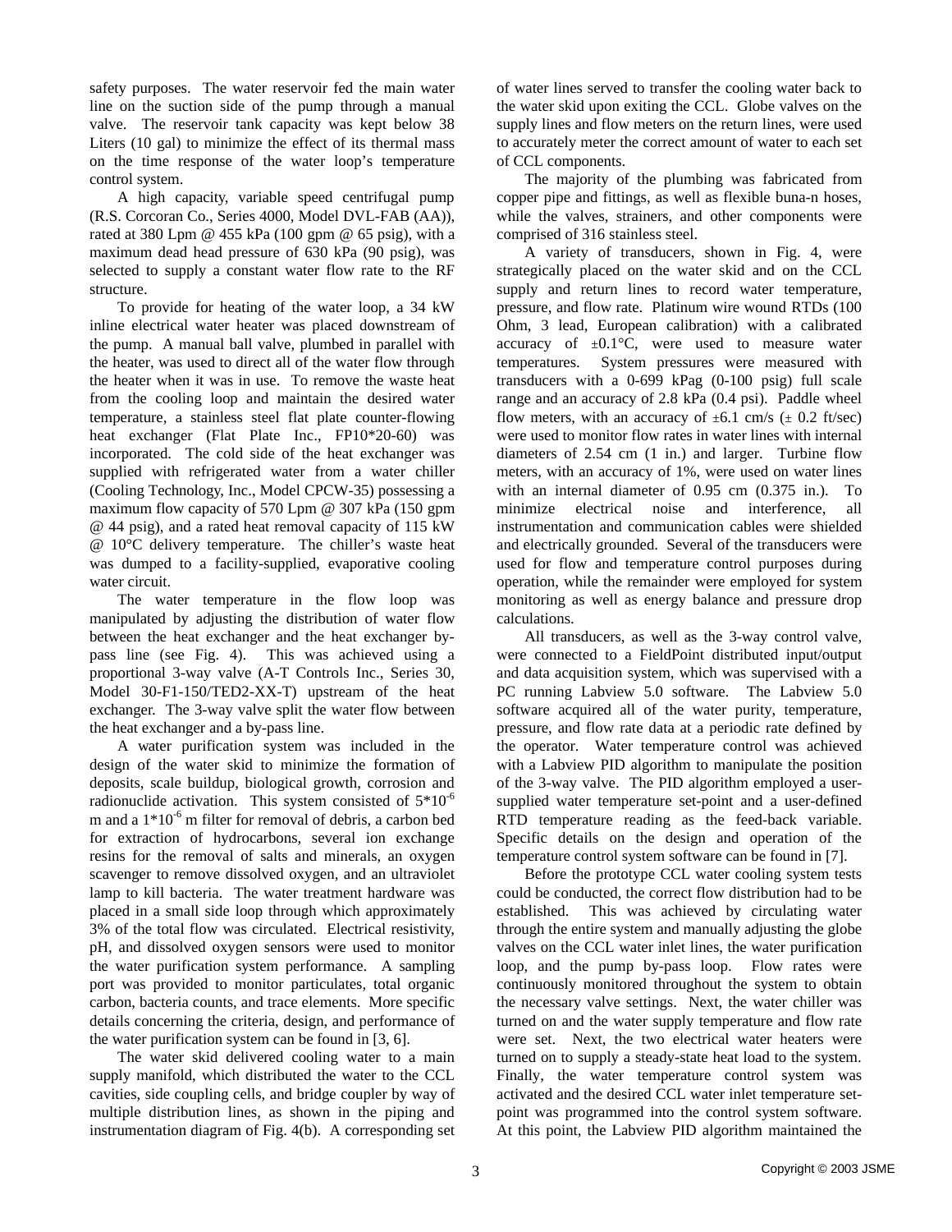safety purposes. The water reservoir fed the main water line on the suction side of the pump through a manual valve. The reservoir tank capacity was kept below 38 Liters (10 gal) to minimize the effect of its thermal mass on the time response of the water loop's temperature control system.

A high capacity, variable speed centrifugal pump (R.S. Corcoran Co., Series 4000, Model DVL-FAB (AA)), rated at 380 Lpm @ 455 kPa (100 gpm @ 65 psig), with a maximum dead head pressure of 630 kPa (90 psig), was selected to supply a constant water flow rate to the RF structure.

To provide for heating of the water loop, a 34 kW inline electrical water heater was placed downstream of the pump. A manual ball valve, plumbed in parallel with the heater, was used to direct all of the water flow through the heater when it was in use. To remove the waste heat from the cooling loop and maintain the desired water temperature, a stainless steel flat plate counter-flowing heat exchanger (Flat Plate Inc., FP10*20-60) was incorporated. The cold side of the heat exchanger was supplied with refrigerated water from a water chiller (Cooling Technology, Inc., Model CPCW-35) possessing a maximum flow capacity of 570 Lpm @ 307 kPa (150 gpm @ 44 psig), and a rated heat removal capacity of 115 kW @ 10°C delivery temperature. The chiller's waste heat was dumped to a facility-supplied, evaporative cooling water circuit.

The water temperature in the flow loop was manipulated by adjusting the distribution of water flow between the heat exchanger and the heat exchanger by-pass line (see Fig. 4). This was achieved using a proportional 3-way valve (A-T Controls Inc., Series 30, Model 30-F1-150/TED2-XX-T) upstream of the heat exchanger. The 3-way valve split the water flow between the heat exchanger and a by-pass line.

A water purification system was included in the design of the water skid to minimize the formation of deposits, scale buildup, biological growth, corrosion and radionuclide activation. This system consisted of $5*10^{-6}$ m and a $1*10^{-6}$ m filter for removal of debris, a carbon bed for extraction of hydrocarbons, several ion exchange resins for the removal of salts and minerals, an oxygen scavenger to remove dissolved oxygen, and an ultraviolet lamp to kill bacteria. The water treatment hardware was placed in a small side loop through which approximately 3% of the total flow was circulated. Electrical resistivity, pH, and dissolved oxygen sensors were used to monitor the water purification system performance. A sampling port was provided to monitor particulates, total organic carbon, bacteria counts, and trace elements. More specific details concerning the criteria, design, and performance of the water purification system can be found in [3, 6].

The water skid delivered cooling water to a main supply manifold, which distributed the water to the CCL cavities, side coupling cells, and bridge coupler by way of multiple distribution lines, as shown in the piping and instrumentation diagram of Fig. 4(b). A corresponding set of water lines served to transfer the cooling water back to the water skid upon exiting the CCL. Globe valves on the supply lines and flow meters on the return lines, were used to accurately meter the correct amount of water to each set of CCL components.

The majority of the plumbing was fabricated from copper pipe and fittings, as well as flexible buna-n hoses, while the valves, strainers, and other components were comprised of 316 stainless steel.

A variety of transducers, shown in Fig. 4, were strategically placed on the water skid and on the CCL supply and return lines to record water temperature, pressure, and flow rate. Platinum wire wound RTDs (100 Ohm, 3 lead, European calibration) with a calibrated accuracy of ±0.1°C, were used to measure water temperatures. System pressures were measured with transducers with a 0-699 kPag (0-100 psig) full scale range and an accuracy of 2.8 kPa (0.4 psi). Paddle wheel flow meters, with an accuracy of ±6.1 cm/s (± 0.2 ft/sec) were used to monitor flow rates in water lines with internal diameters of 2.54 cm (1 in.) and larger. Turbine flow meters, with an accuracy of 1%, were used on water lines with an internal diameter of 0.95 cm (0.375 in.). To minimize electrical noise and interference, all instrumentation and communication cables were shielded and electrically grounded. Several of the transducers were used for flow and temperature control purposes during operation, while the remainder were employed for system monitoring as well as energy balance and pressure drop calculations.

All transducers, as well as the 3-way control valve, were connected to a FieldPoint distributed input/output and data acquisition system, which was supervised with a PC running Labview 5.0 software. The Labview 5.0 software acquired all of the water purity, temperature, pressure, and flow rate data at a periodic rate defined by the operator. Water temperature control was achieved with a Labview PID algorithm to manipulate the position of the 3-way valve. The PID algorithm employed a user-supplied water temperature set-point and a user-defined RTD temperature reading as the feed-back variable. Specific details on the design and operation of the temperature control system software can be found in [7].

Before the prototype CCL water cooling system tests could be conducted, the correct flow distribution had to be established. This was achieved by circulating water through the entire system and manually adjusting the globe valves on the CCL water inlet lines, the water purification loop, and the pump by-pass loop. Flow rates were continuously monitored throughout the system to obtain the necessary valve settings. Next, the water chiller was turned on and the water supply temperature and flow rate were set. Next, the two electrical water heaters were turned on to supply a steady-state heat load to the system. Finally, the water temperature control system was activated and the desired CCL water inlet temperature set-point was programmed into the control system software. At this point, the Labview PID algorithm maintained the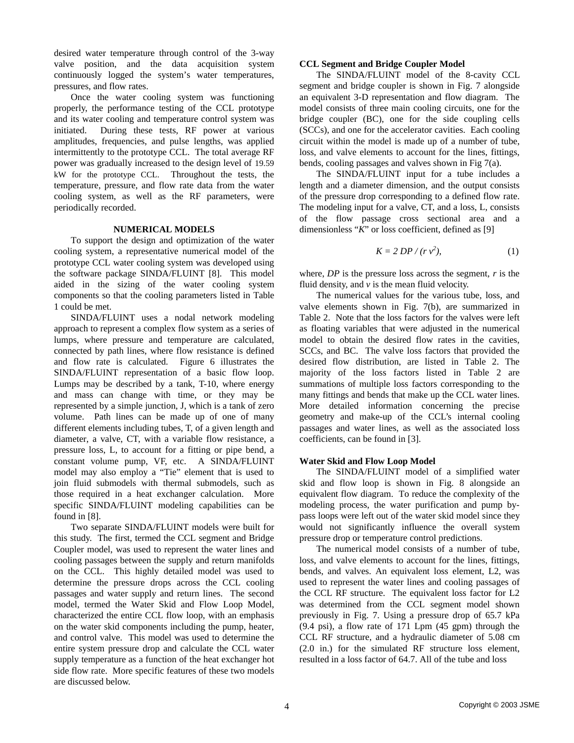desired water temperature through control of the 3-way valve position, and the data acquisition system continuously logged the system's water temperatures, pressures, and flow rates.

Once the water cooling system was functioning properly, the performance testing of the CCL prototype and its water cooling and temperature control system was initiated. During these tests, RF power at various amplitudes, frequencies, and pulse lengths, was applied intermittently to the prototype CCL. The total average RF power was gradually increased to the design level of 19.59 kW for the prototype CCL. Throughout the tests, the temperature, pressure, and flow rate data from the water cooling system, as well as the RF parameters, were periodically recorded.

## NUMERICAL MODELS

To support the design and optimization of the water cooling system, a representative numerical model of the prototype CCL water cooling system was developed using the software package SINDA/FLUINT [8]. This model aided in the sizing of the water cooling system components so that the cooling parameters listed in Table 1 could be met.

SINDA/FLUINT uses a nodal network modeling approach to represent a complex flow system as a series of lumps, where pressure and temperature are calculated, connected by path lines, where flow resistance is defined and flow rate is calculated. Figure 6 illustrates the SINDA/FLUINT representation of a basic flow loop. Lumps may be described by a tank, T-10, where energy and mass can change with time, or they may be represented by a simple junction, J, which is a tank of zero volume. Path lines can be made up of one of many different elements including tubes, T, of a given length and diameter, a valve, CT, with a variable flow resistance, a pressure loss, L, to account for a fitting or pipe bend, a constant volume pump, VF, etc. A SINDA/FLUINT model may also employ a "Tie" element that is used to join fluid submodels with thermal submodels, such as those required in a heat exchanger calculation. More specific SINDA/FLUINT modeling capabilities can be found in [8].

Two separate SINDA/FLUINT models were built for this study. The first, termed the CCL segment and Bridge Coupler model, was used to represent the water lines and cooling passages between the supply and return manifolds on the CCL. This highly detailed model was used to determine the pressure drops across the CCL cooling passages and water supply and return lines. The second model, termed the Water Skid and Flow Loop Model, characterized the entire CCL flow loop, with an emphasis on the water skid components including the pump, heater, and control valve. This model was used to determine the entire system pressure drop and calculate the CCL water supply temperature as a function of the heat exchanger hot side flow rate. More specific features of these two models are discussed below.

### CCL Segment and Bridge Coupler Model

The SINDA/FLUINT model of the 8-cavity CCL segment and bridge coupler is shown in Fig. 7 alongside an equivalent 3-D representation and flow diagram. The model consists of three main cooling circuits, one for the bridge coupler (BC), one for the side coupling cells (SCCs), and one for the accelerator cavities. Each cooling circuit within the model is made up of a number of tube, loss, and valve elements to account for the lines, fittings, bends, cooling passages and valves shown in Fig 7(a).

The SINDA/FLUINT input for a tube includes a length and a diameter dimension, and the output consists of the pressure drop corresponding to a defined flow rate. The modeling input for a valve, CT, and a loss, L, consists of the flow passage cross sectional area and a dimensionless "*K*" or loss coefficient, defined as [9]

$$K = 2\, DP / (r\, v^2), \qquad (1)$$

where, *DP* is the pressure loss across the segment, *r* is the fluid density, and *v* is the mean fluid velocity.

The numerical values for the various tube, loss, and valve elements shown in Fig. 7(b), are summarized in Table 2. Note that the loss factors for the valves were left as floating variables that were adjusted in the numerical model to obtain the desired flow rates in the cavities, SCCs, and BC. The valve loss factors that provided the desired flow distribution, are listed in Table 2. The majority of the loss factors listed in Table 2 are summations of multiple loss factors corresponding to the many fittings and bends that make up the CCL water lines. More detailed information concerning the precise geometry and make-up of the CCL's internal cooling passages and water lines, as well as the associated loss coefficients, can be found in [3].

### Water Skid and Flow Loop Model

The SINDA/FLUINT model of a simplified water skid and flow loop is shown in Fig. 8 alongside an equivalent flow diagram. To reduce the complexity of the modeling process, the water purification and pump by-pass loops were left out of the water skid model since they would not significantly influence the overall system pressure drop or temperature control predictions.

The numerical model consists of a number of tube, loss, and valve elements to account for the lines, fittings, bends, and valves. An equivalent loss element, L2, was used to represent the water lines and cooling passages of the CCL RF structure. The equivalent loss factor for L2 was determined from the CCL segment model shown previously in Fig. 7. Using a pressure drop of 65.7 kPa (9.4 psi), a flow rate of 171 Lpm (45 gpm) through the CCL RF structure, and a hydraulic diameter of 5.08 cm (2.0 in.) for the simulated RF structure loss element, resulted in a loss factor of 64.7. All of the tube and loss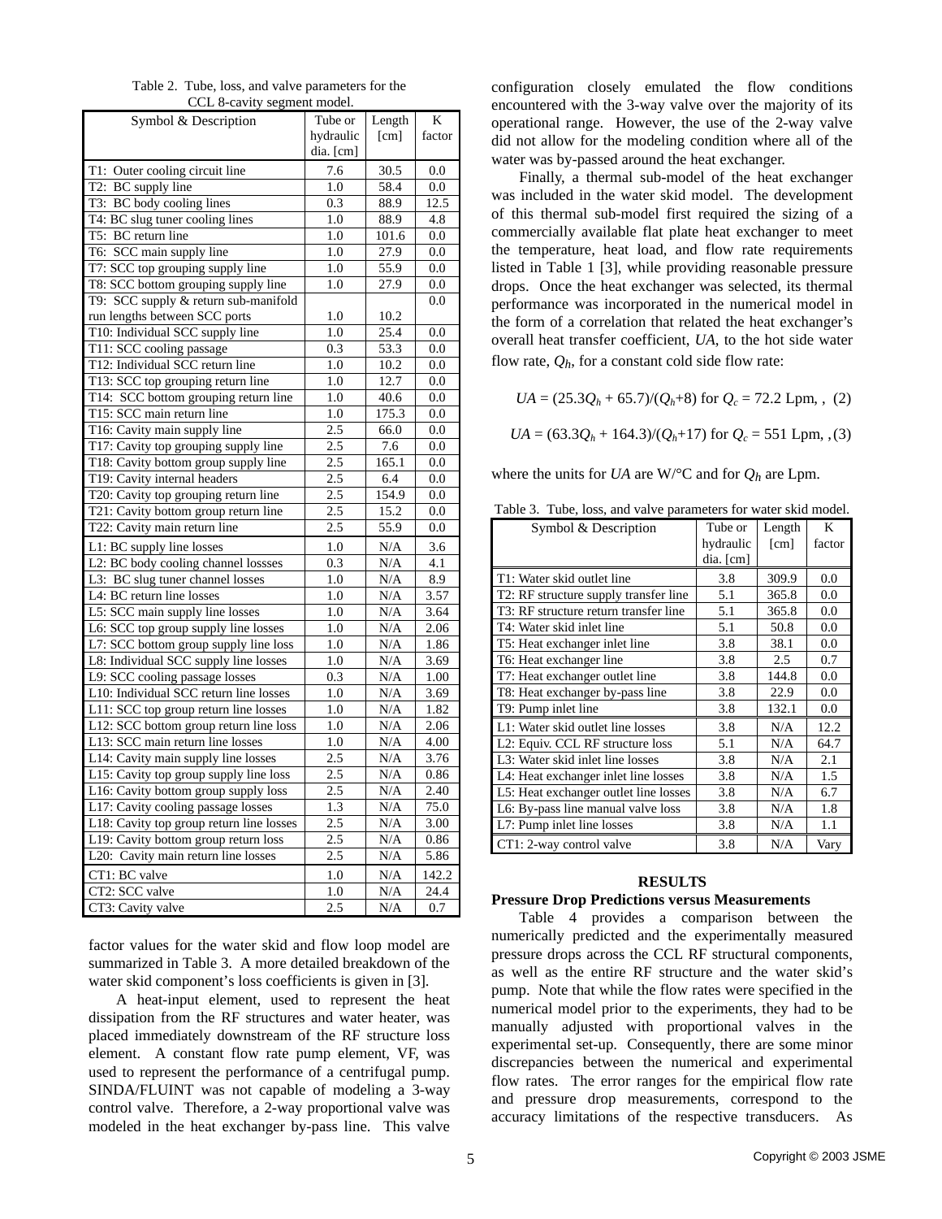Table 2. Tube, loss, and valve parameters for the CCL 8-cavity segment model.

| Symbol & Description | Tube or hydraulic dia. [cm] | Length [cm] | K factor |
|---|---|---|---|
| T1: Outer cooling circuit line | 7.6 | 30.5 | 0.0 |
| T2: BC supply line | 1.0 | 58.4 | 0.0 |
| T3: BC body cooling lines | 0.3 | 88.9 | 12.5 |
| T4: BC slug tuner cooling lines | 1.0 | 88.9 | 4.8 |
| T5: BC return line | 1.0 | 101.6 | 0.0 |
| T6: SCC main supply line | 1.0 | 27.9 | 0.0 |
| T7: SCC top grouping supply line | 1.0 | 55.9 | 0.0 |
| T8: SCC bottom grouping supply line | 1.0 | 27.9 | 0.0 |
| T9: SCC supply & return sub-manifold run lengths between SCC ports | 1.0 | 10.2 | 0.0 |
| T10: Individual SCC supply line | 1.0 | 25.4 | 0.0 |
| T11: SCC cooling passage | 0.3 | 53.3 | 0.0 |
| T12: Individual SCC return line | 1.0 | 10.2 | 0.0 |
| T13: SCC top grouping return line | 1.0 | 12.7 | 0.0 |
| T14: SCC bottom grouping return line | 1.0 | 40.6 | 0.0 |
| T15: SCC main return line | 1.0 | 175.3 | 0.0 |
| T16: Cavity main supply line | 2.5 | 66.0 | 0.0 |
| T17: Cavity top grouping supply line | 2.5 | 7.6 | 0.0 |
| T18: Cavity bottom group supply line | 2.5 | 165.1 | 0.0 |
| T19: Cavity internal headers | 2.5 | 6.4 | 0.0 |
| T20: Cavity top grouping return line | 2.5 | 154.9 | 0.0 |
| T21: Cavity bottom group return line | 2.5 | 15.2 | 0.0 |
| T22: Cavity main return line | 2.5 | 55.9 | 0.0 |
| L1: BC supply line losses | 1.0 | N/A | 3.6 |
| L2: BC body cooling channel lossses | 0.3 | N/A | 4.1 |
| L3: BC slug tuner channel losses | 1.0 | N/A | 8.9 |
| L4: BC return line losses | 1.0 | N/A | 3.57 |
| L5: SCC main supply line losses | 1.0 | N/A | 3.64 |
| L6: SCC top group supply line losses | 1.0 | N/A | 2.06 |
| L7: SCC bottom group supply line loss | 1.0 | N/A | 1.86 |
| L8: Individual SCC supply line losses | 1.0 | N/A | 3.69 |
| L9: SCC cooling passage losses | 0.3 | N/A | 1.00 |
| L10: Individual SCC return line losses | 1.0 | N/A | 3.69 |
| L11: SCC top group return line losses | 1.0 | N/A | 1.82 |
| L12: SCC bottom group return line loss | 1.0 | N/A | 2.06 |
| L13: SCC main return line losses | 1.0 | N/A | 4.00 |
| L14: Cavity main supply line losses | 2.5 | N/A | 3.76 |
| L15: Cavity top group supply line loss | 2.5 | N/A | 0.86 |
| L16: Cavity bottom group supply loss | 2.5 | N/A | 2.40 |
| L17: Cavity cooling passage losses | 1.3 | N/A | 75.0 |
| L18: Cavity top group return line losses | 2.5 | N/A | 3.00 |
| L19: Cavity bottom group return loss | 2.5 | N/A | 0.86 |
| L20: Cavity main return line losses | 2.5 | N/A | 5.86 |
| CT1: BC valve | 1.0 | N/A | 142.2 |
| CT2: SCC valve | 1.0 | N/A | 24.4 |
| CT3: Cavity valve | 2.5 | N/A | 0.7 |

factor values for the water skid and flow loop model are summarized in Table 3. A more detailed breakdown of the water skid component's loss coefficients is given in [3].

A heat-input element, used to represent the heat dissipation from the RF structures and water heater, was placed immediately downstream of the RF structure loss element. A constant flow rate pump element, VF, was used to represent the performance of a centrifugal pump. SINDA/FLUINT was not capable of modeling a 3-way control valve. Therefore, a 2-way proportional valve was modeled in the heat exchanger by-pass line. This valve configuration closely emulated the flow conditions encountered with the 3-way valve over the majority of its operational range. However, the use of the 2-way valve did not allow for the modeling condition where all of the water was by-passed around the heat exchanger.

Finally, a thermal sub-model of the heat exchanger was included in the water skid model. The development of this thermal sub-model first required the sizing of a commercially available flat plate heat exchanger to meet the temperature, heat load, and flow rate requirements listed in Table 1 [3], while providing reasonable pressure drops. Once the heat exchanger was selected, its thermal performance was incorporated in the numerical model in the form of a correlation that related the heat exchanger's overall heat transfer coefficient, $UA$, to the hot side water flow rate, $Q_h$, for a constant cold side flow rate:

$$UA = (25.3Q_h + 65.7)/(Q_h+8) \text{ for } Q_c = 72.2 \text{ Lpm}, \quad (2)$$

$$UA = (63.3Q_h + 164.3)/(Q_h+17) \text{ for } Q_c = 551 \text{ Lpm}, \quad (3)$$

where the units for $UA$ are W/°C and for $Q_h$ are Lpm.

Table 3. Tube, loss, and valve parameters for water skid model.

| Symbol & Description | Tube or hydraulic dia. [cm] | Length [cm] | K factor |
|---|---|---|---|
| T1: Water skid outlet line | 3.8 | 309.9 | 0.0 |
| T2: RF structure supply transfer line | 5.1 | 365.8 | 0.0 |
| T3: RF structure return transfer line | 5.1 | 365.8 | 0.0 |
| T4: Water skid inlet line | 5.1 | 50.8 | 0.0 |
| T5: Heat exchanger inlet line | 3.8 | 38.1 | 0.0 |
| T6: Heat exchanger line | 3.8 | 2.5 | 0.7 |
| T7: Heat exchanger outlet line | 3.8 | 144.8 | 0.0 |
| T8: Heat exchanger by-pass line | 3.8 | 22.9 | 0.0 |
| T9: Pump inlet line | 3.8 | 132.1 | 0.0 |
| L1: Water skid outlet line losses | 3.8 | N/A | 12.2 |
| L2: Equiv. CCL RF structure loss | 5.1 | N/A | 64.7 |
| L3: Water skid inlet line losses | 3.8 | N/A | 2.1 |
| L4: Heat exchanger inlet line losses | 3.8 | N/A | 1.5 |
| L5: Heat exchanger outlet line losses | 3.8 | N/A | 6.7 |
| L6: By-pass line manual valve loss | 3.8 | N/A | 1.8 |
| L7: Pump inlet line losses | 3.8 | N/A | 1.1 |
| CT1: 2-way control valve | 3.8 | N/A | Vary |

## RESULTS

### Pressure Drop Predictions versus Measurements

Table 4 provides a comparison between the numerically predicted and the experimentally measured pressure drops across the CCL RF structural components, as well as the entire RF structure and the water skid's pump. Note that while the flow rates were specified in the numerical model prior to the experiments, they had to be manually adjusted with proportional valves in the experimental set-up. Consequently, there are some minor discrepancies between the numerical and experimental flow rates. The error ranges for the empirical flow rate and pressure drop measurements, correspond to the accuracy limitations of the respective transducers. As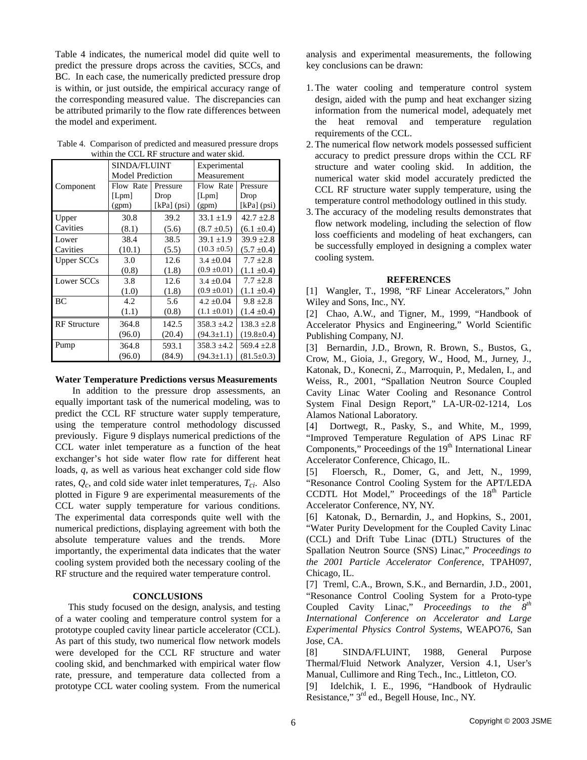Table 4 indicates, the numerical model did quite well to predict the pressure drops across the cavities, SCCs, and BC. In each case, the numerically predicted pressure drop is within, or just outside, the empirical accuracy range of the corresponding measured value. The discrepancies can be attributed primarily to the flow rate differences between the model and experiment.

Table 4. Comparison of predicted and measured pressure drops within the CCL RF structure and water skid.

| Component | SINDA/FLUINT Model Prediction | | Experimental Measurement | |
|---|---|---|---|---|
| | Flow Rate [Lpm] (gpm) | Pressure Drop [kPa] (psi) | Flow Rate [Lpm] (gpm) | Pressure Drop [kPa] (psi) |
| Upper Cavities | 30.8 (8.1) | 39.2 (5.6) | 33.1 ±1.9 (8.7 ±0.5) | 42.7 ±2.8 (6.1 ±0.4) |
| Lower Cavities | 38.4 (10.1) | 38.5 (5.5) | 39.1 ±1.9 (10.3 ±0.5) | 39.9 ±2.8 (5.7 ±0.4) |
| Upper SCCs | 3.0 (0.8) | 12.6 (1.8) | 3.4 ±0.04 (0.9 ±0.01) | 7.7 ±2.8 (1.1 ±0.4) |
| Lower SCCs | 3.8 (1.0) | 12.6 (1.8) | 3.4 ±0.04 (0.9 ±0.01) | 7.7 ±2.8 (1.1 ±0.4) |
| BC | 4.2 (1.1) | 5.6 (0.8) | 4.2 ±0.04 (1.1 ±0.01) | 9.8 ±2.8 (1.4 ±0.4) |
| RF Structure | 364.8 (96.0) | 142.5 (20.4) | 358.3 ±4.2 (94.3±1.1) | 138.3 ±2.8 (19.8±0.4) |
| Pump | 364.8 (96.0) | 593.1 (84.9) | 358.3 ±4.2 (94.3±1.1) | 569.4 ±2.8 (81.5±0.3) |

**Water Temperature Predictions versus Measurements**

In addition to the pressure drop assessments, an equally important task of the numerical modeling, was to predict the CCL RF structure water supply temperature, using the temperature control methodology discussed previously. Figure 9 displays numerical predictions of the CCL water inlet temperature as a function of the heat exchanger's hot side water flow rate for different heat loads, $q$, as well as various heat exchanger cold side flow rates, $Q_c$, and cold side water inlet temperatures, $T_{ci}$. Also plotted in Figure 9 are experimental measurements of the CCL water supply temperature for various conditions. The experimental data corresponds quite well with the numerical predictions, displaying agreement with both the absolute temperature values and the trends. More importantly, the experimental data indicates that the water cooling system provided both the necessary cooling of the RF structure and the required water temperature control.

## CONCLUSIONS

This study focused on the design, analysis, and testing of a water cooling and temperature control system for a prototype coupled cavity linear particle accelerator (CCL). As part of this study, two numerical flow network models were developed for the CCL RF structure and water cooling skid, and benchmarked with empirical water flow rate, pressure, and temperature data collected from a prototype CCL water cooling system. From the numerical analysis and experimental measurements, the following key conclusions can be drawn:

1. The water cooling and temperature control system design, aided with the pump and heat exchanger sizing information from the numerical model, adequately met the heat removal and temperature regulation requirements of the CCL.
2. The numerical flow network models possessed sufficient accuracy to predict pressure drops within the CCL RF structure and water cooling skid. In addition, the numerical water skid model accurately predicted the CCL RF structure water supply temperature, using the temperature control methodology outlined in this study.
3. The accuracy of the modeling results demonstrates that flow network modeling, including the selection of flow loss coefficients and modeling of heat exchangers, can be successfully employed in designing a complex water cooling system.

## REFERENCES

[1] Wangler, T., 1998, "RF Linear Accelerators," John Wiley and Sons, Inc., NY.

[2] Chao, A.W., and Tigner, M., 1999, "Handbook of Accelerator Physics and Engineering," World Scientific Publishing Company, NJ.

[3] Bernardin, J.D., Brown, R. Brown, S., Bustos, G., Crow, M., Gioia, J., Gregory, W., Hood, M., Jurney, J., Katonak, D., Konecni, Z., Marroquin, P., Medalen, I., and Weiss, R., 2001, "Spallation Neutron Source Coupled Cavity Linac Water Cooling and Resonance Control System Final Design Report," LA-UR-02-1214, Los Alamos National Laboratory.

[4] Dortwegt, R., Pasky, S., and White, M., 1999, "Improved Temperature Regulation of APS Linac RF Components," Proceedings of the 19th International Linear Accelerator Conference, Chicago, IL.

[5] Floersch, R., Domer, G., and Jett, N., 1999, "Resonance Control Cooling System for the APT/LEDA CCDTL Hot Model," Proceedings of the 18th Particle Accelerator Conference, NY, NY.

[6] Katonak, D., Bernardin, J., and Hopkins, S., 2001, "Water Purity Development for the Coupled Cavity Linac (CCL) and Drift Tube Linac (DTL) Structures of the Spallation Neutron Source (SNS) Linac," *Proceedings to the 2001 Particle Accelerator Conference*, TPAH097, Chicago, IL.

[7] Treml, C.A., Brown, S.K., and Bernardin, J.D., 2001, "Resonance Control Cooling System for a Proto-type Coupled Cavity Linac," *Proceedings to the 8th International Conference on Accelerator and Large Experimental Physics Control Systems*, WEAPO76, San Jose, CA.

[8] SINDA/FLUINT, 1988, General Purpose Thermal/Fluid Network Analyzer, Version 4.1, User's Manual, Cullimore and Ring Tech., Inc., Littleton, CO.

[9] Idelchik, I. E., 1996, "Handbook of Hydraulic Resistance," 3rd ed., Begell House, Inc., NY.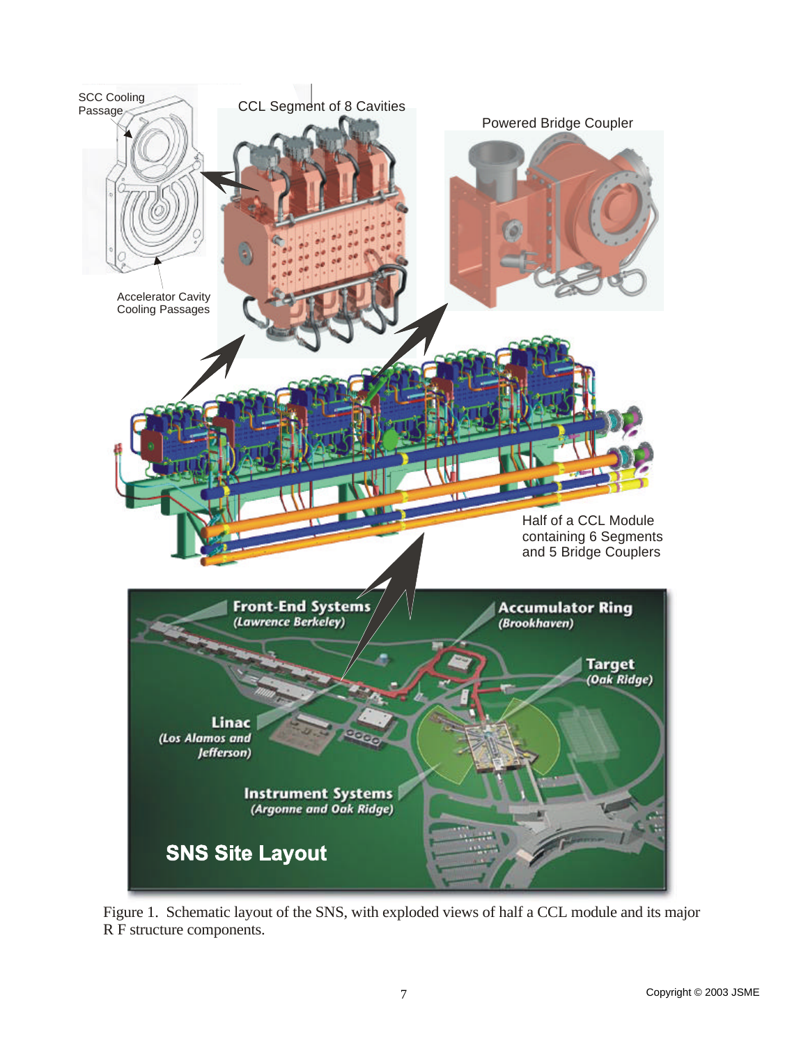Figure 1. Schematic layout of the SNS, with exploded views of half a CCL module and its major R F structure components.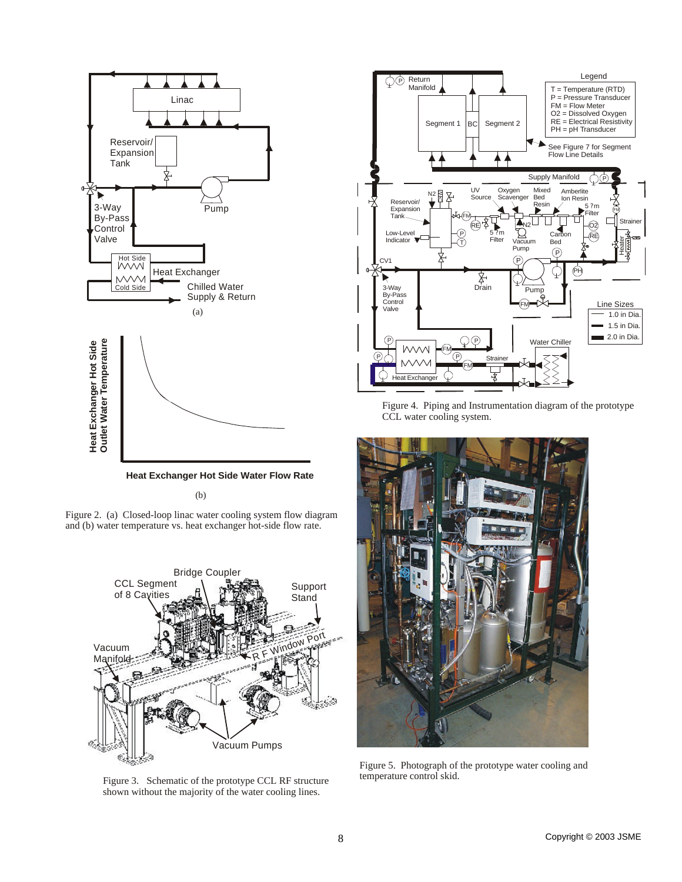Figure 2. (a) Closed-loop linac water cooling system flow diagram and (b) water temperature vs. heat exchanger hot-side flow rate.

Figure 3. Schematic of the prototype CCL RF structure shown without the majority of the water cooling lines.

Figure 4. Piping and Instrumentation diagram of the prototype CCL water cooling system.

Figure 5. Photograph of the prototype water cooling and temperature control skid.

Copyright © 2003 JSME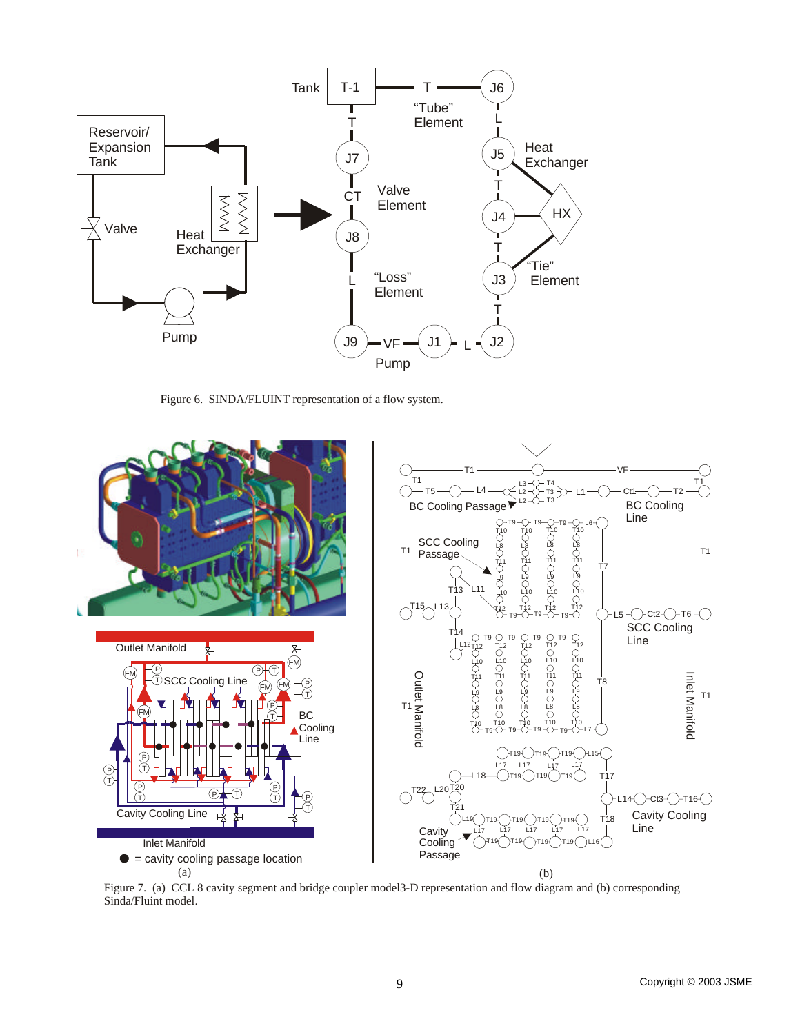Figure 6. SINDA/FLUINT representation of a flow system.

Figure 7. (a) CCL 8 cavity segment and bridge coupler model3-D representation and flow diagram and (b) corresponding Sinda/Fluint model.

Copyright © 2003 JSME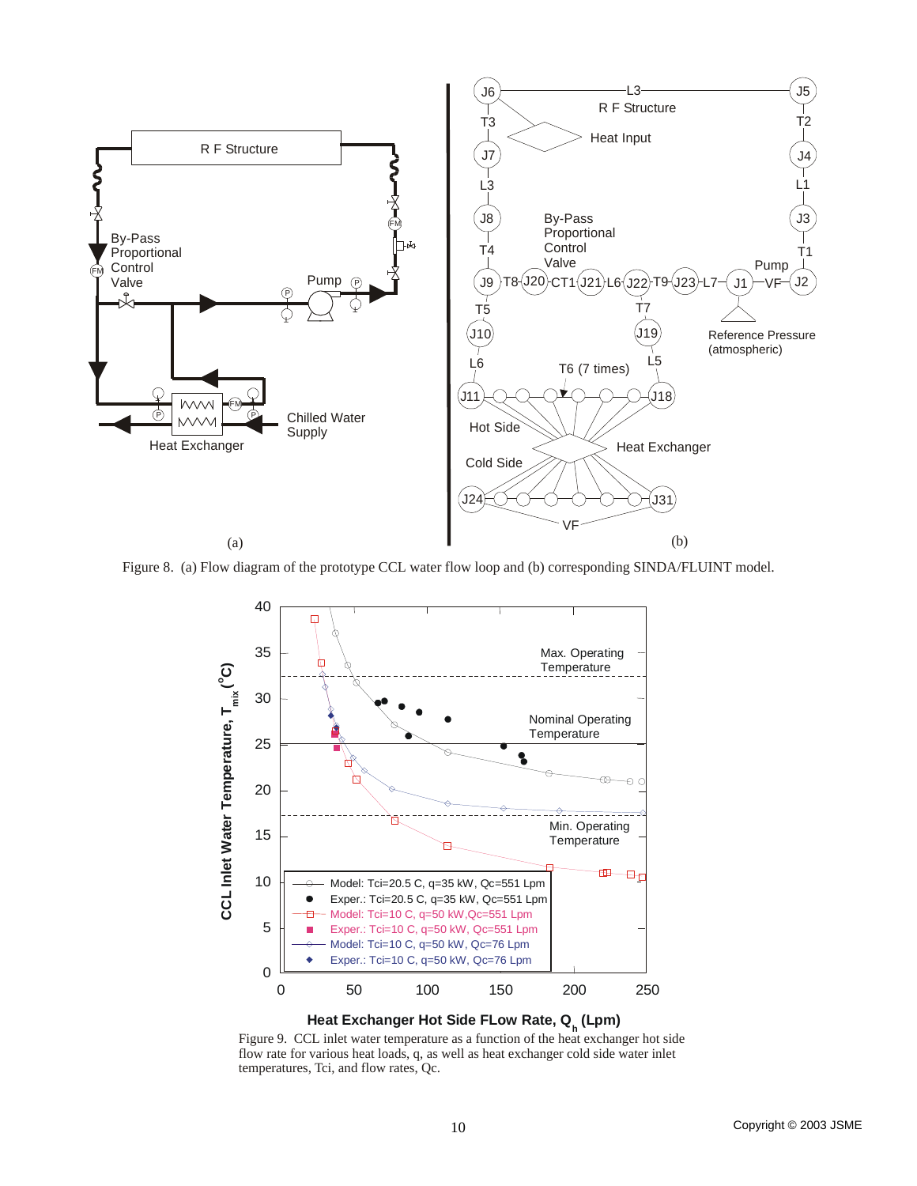R F Structure

By-Pass
Proportional
Control
Valve

Pump

Heat Exchanger

Chilled Water
Supply

(a)

J6 L3 J5
R F Structure
T3 T2
Heat Input
J7 J4
L3 L1
J8 J3
By-Pass
Proportional
Control
Valve
T4 T1
Pump
J9 T8 J20 CT1 J21 L6 J22 T9 J23 L7 J1 VF J2
T5 T7
J10 J19
Reference Pressure
(atmospheric)
L6 T6 (7 times) L5
J11 J18
Hot Side
Heat Exchanger
Cold Side
J24 J31
VF

(b)

Figure 8. (a) Flow diagram of the prototype CCL water flow loop and (b) corresponding SINDA/FLUINT model.

CCL Inlet Water Temperature, $T_{mix}$ (°C)

40
35
30
25
20
15
10
5
0

Max. Operating
Temperature

Nominal Operating
Temperature

Min. Operating
Temperature

Model: Tci=20.5 C, q=35 kW, Qc=551 Lpm
Exper.: Tci=20.5 C, q=35 kW, Qc=551 Lpm
Model: Tci=10 C, q=50 kW,Qc=551 Lpm
Exper.: Tci=10 C, q=50 kW, Qc=551 Lpm
Model: Tci=10 C, q=50 kW, Qc=76 Lpm
Exper.: Tci=10 C, q=50 kW, Qc=76 Lpm

0 50 100 150 200 250

Heat Exchanger Hot Side FLow Rate, $Q_h$ (Lpm)

Figure 9. CCL inlet water temperature as a function of the heat exchanger hot side flow rate for various heat loads, q, as well as heat exchanger cold side water inlet temperatures, Tci, and flow rates, Qc.

Copyright © 2003 JSME